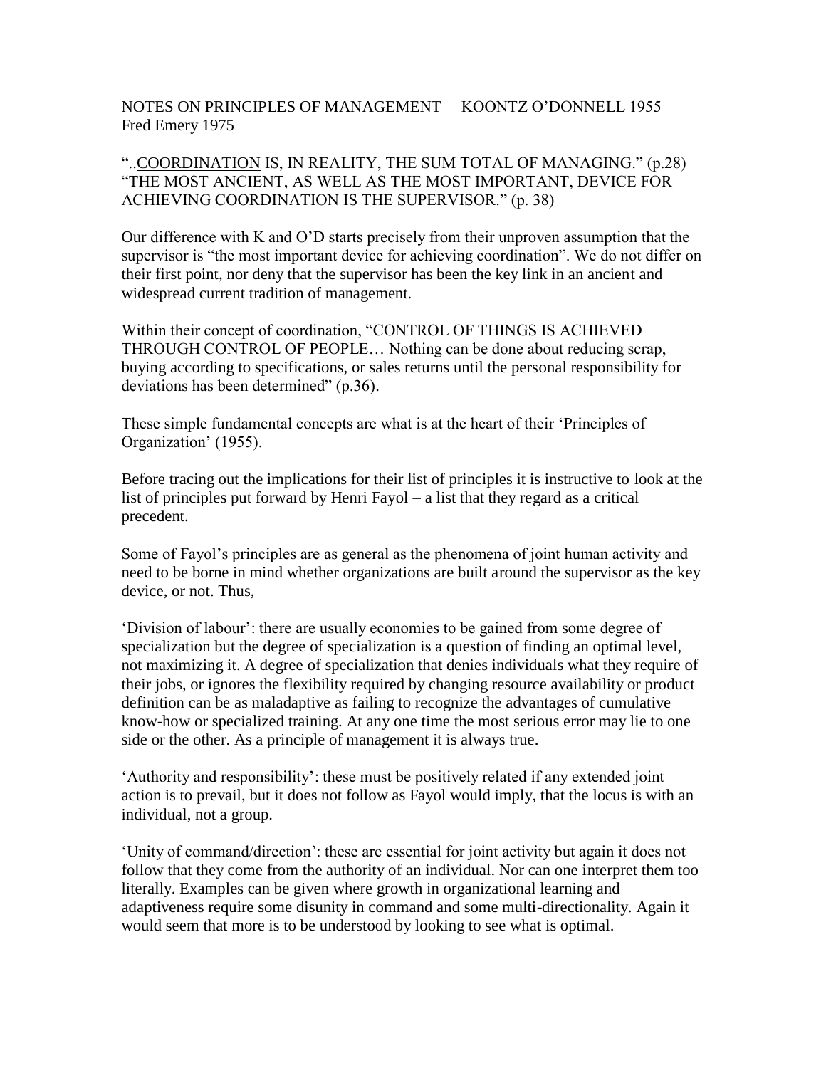NOTES ON PRINCIPLES OF MANAGEMENT     KOONTZ O'DONNELL 1955
Fred Emery 1975

"..<u>COORDINATION</u> IS, IN REALITY, THE SUM TOTAL OF MANAGING." (p.28)
"THE MOST ANCIENT, AS WELL AS THE MOST IMPORTANT, DEVICE FOR ACHIEVING COORDINATION IS THE SUPERVISOR." (p. 38)

Our difference with K and O'D starts precisely from their unproven assumption that the supervisor is "the most important device for achieving coordination". We do not differ on their first point, nor deny that the supervisor has been the key link in an ancient and widespread current tradition of management.

Within their concept of coordination, "CONTROL OF THINGS IS ACHIEVED THROUGH CONTROL OF PEOPLE… Nothing can be done about reducing scrap, buying according to specifications, or sales returns until the personal responsibility for deviations has been determined" (p.36).

These simple fundamental concepts are what is at the heart of their 'Principles of Organization' (1955).

Before tracing out the implications for their list of principles it is instructive to look at the list of principles put forward by Henri Fayol – a list that they regard as a critical precedent.

Some of Fayol's principles are as general as the phenomena of joint human activity and need to be borne in mind whether organizations are built around the supervisor as the key device, or not. Thus,

'Division of labour': there are usually economies to be gained from some degree of specialization but the degree of specialization is a question of finding an optimal level, not maximizing it. A degree of specialization that denies individuals what they require of their jobs, or ignores the flexibility required by changing resource availability or product definition can be as maladaptive as failing to recognize the advantages of cumulative know-how or specialized training. At any one time the most serious error may lie to one side or the other. As a principle of management it is always true.

'Authority and responsibility': these must be positively related if any extended joint action is to prevail, but it does not follow as Fayol would imply, that the locus is with an individual, not a group.

'Unity of command/direction': these are essential for joint activity but again it does not follow that they come from the authority of an individual. Nor can one interpret them too literally. Examples can be given where growth in organizational learning and adaptiveness require some disunity in command and some multi-directionality. Again it would seem that more is to be understood by looking to see what is optimal.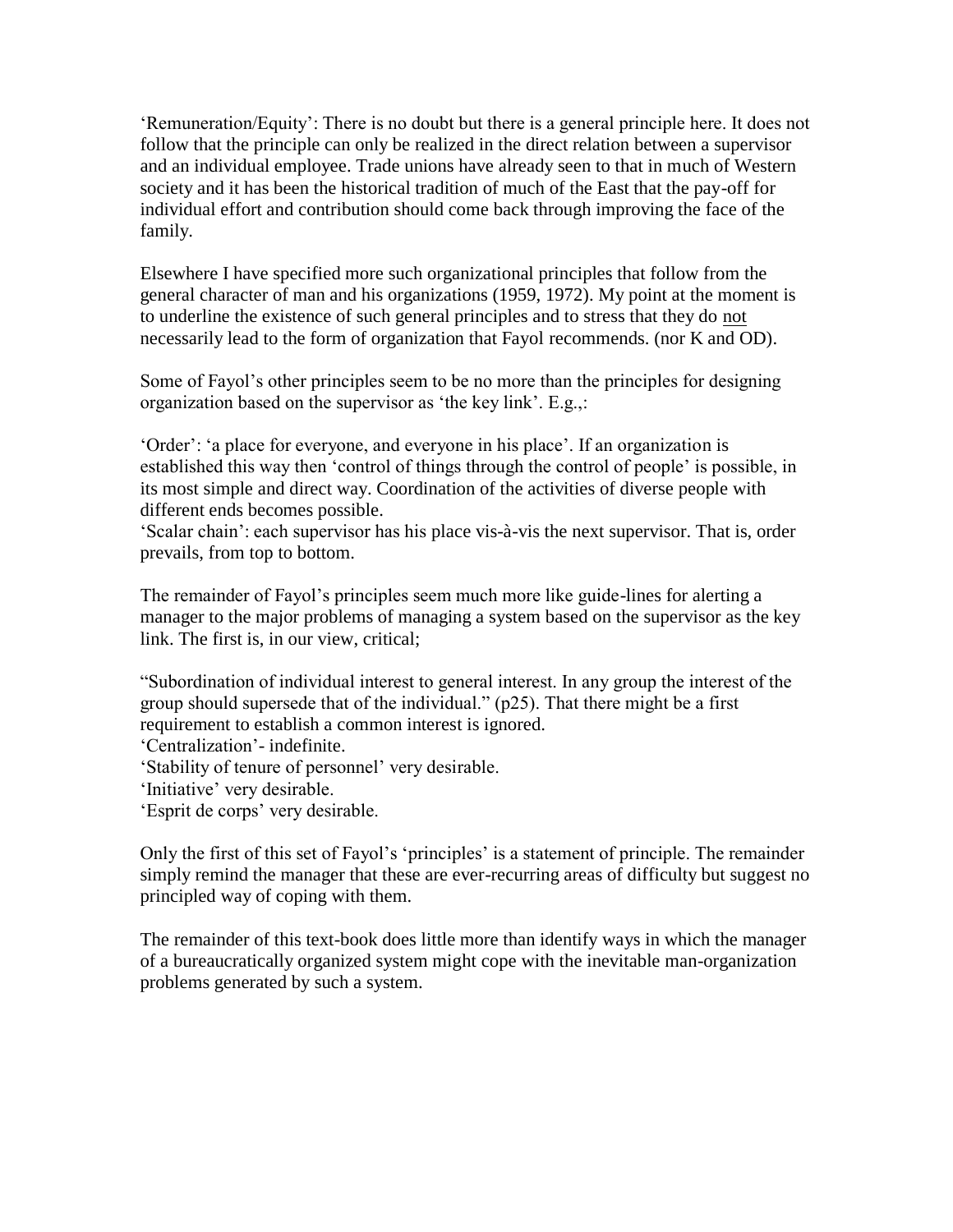'Remuneration/Equity': There is no doubt but there is a general principle here. It does not follow that the principle can only be realized in the direct relation between a supervisor and an individual employee. Trade unions have already seen to that in much of Western society and it has been the historical tradition of much of the East that the pay-off for individual effort and contribution should come back through improving the face of the family.

Elsewhere I have specified more such organizational principles that follow from the general character of man and his organizations (1959, 1972). My point at the moment is to underline the existence of such general principles and to stress that they do <u>not</u> necessarily lead to the form of organization that Fayol recommends. (nor K and OD).

Some of Fayol's other principles seem to be no more than the principles for designing organization based on the supervisor as 'the key link'. E.g.,:

'Order': 'a place for everyone, and everyone in his place'. If an organization is established this way then 'control of things through the control of people' is possible, in its most simple and direct way. Coordination of the activities of diverse people with different ends becomes possible.
'Scalar chain': each supervisor has his place vis-à-vis the next supervisor. That is, order prevails, from top to bottom.

The remainder of Fayol's principles seem much more like guide-lines for alerting a manager to the major problems of managing a system based on the supervisor as the key link. The first is, in our view, critical;

"Subordination of individual interest to general interest. In any group the interest of the group should supersede that of the individual." (p25). That there might be a first requirement to establish a common interest is ignored.
'Centralization'- indefinite.
'Stability of tenure of personnel' very desirable.
'Initiative' very desirable.
'Esprit de corps' very desirable.

Only the first of this set of Fayol's 'principles' is a statement of principle. The remainder simply remind the manager that these are ever-recurring areas of difficulty but suggest no principled way of coping with them.

The remainder of this text-book does little more than identify ways in which the manager of a bureaucratically organized system might cope with the inevitable man-organization problems generated by such a system.